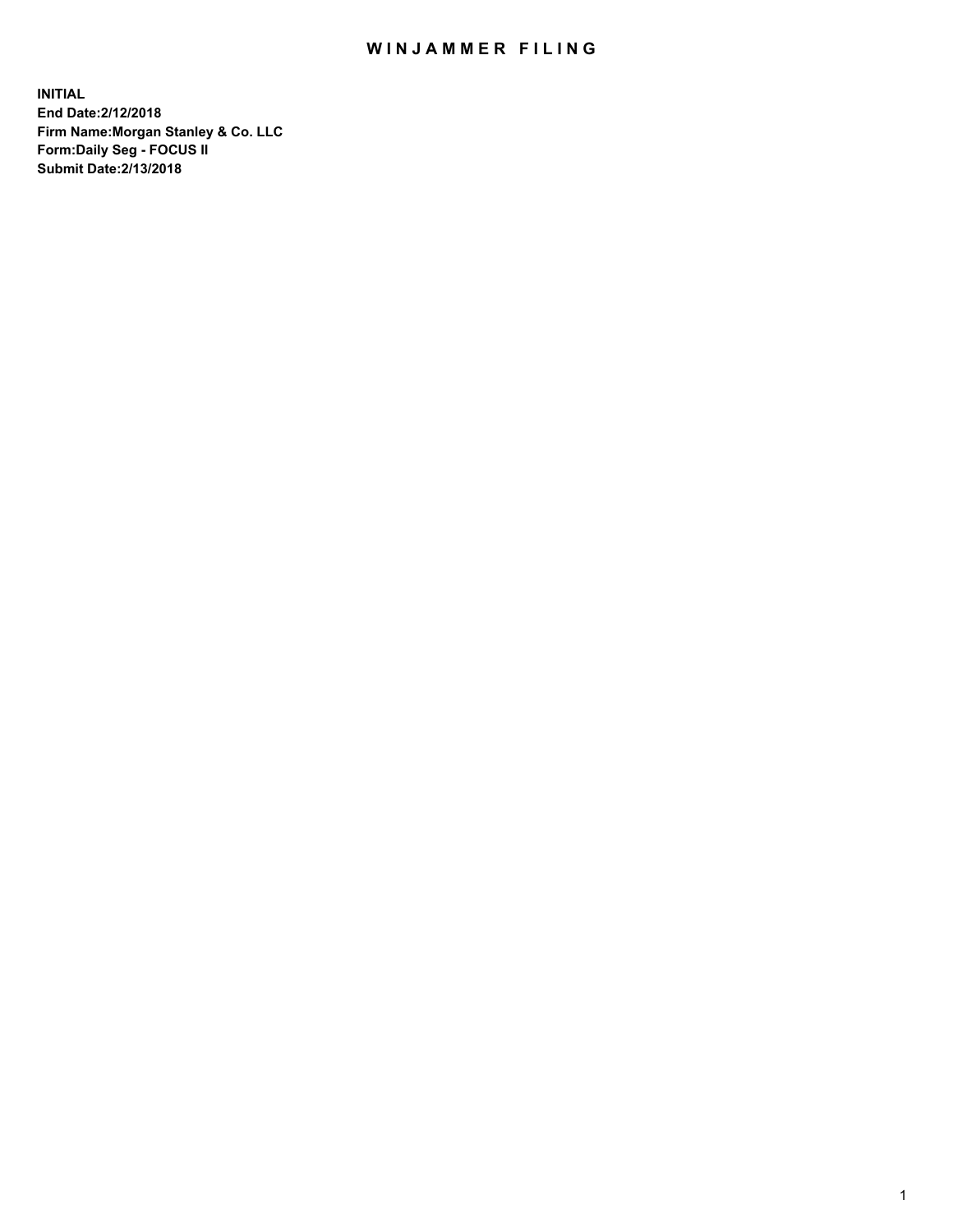# WINJAMMER FILING

**INITIAL**
**End Date:2/12/2018**
**Firm Name:Morgan Stanley & Co. LLC**
**Form:Daily Seg - FOCUS II**
**Submit Date:2/13/2018**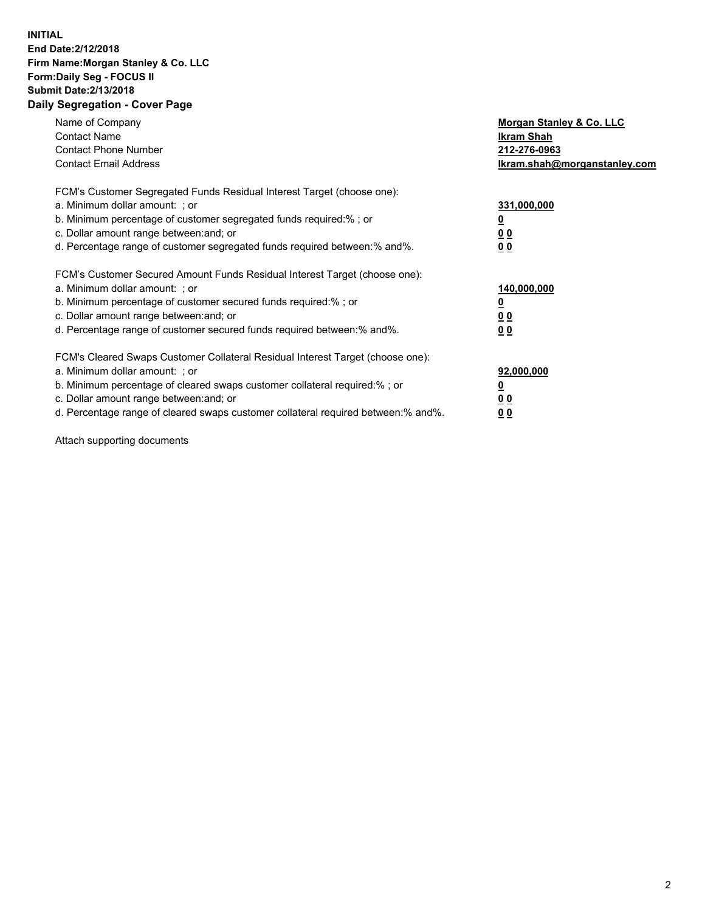**INITIAL**
**End Date:2/12/2018**
**Firm Name:Morgan Stanley & Co. LLC**
**Form:Daily Seg - FOCUS II**
**Submit Date:2/13/2018**
**Daily Segregation - Cover Page**

| | |
|---|---|
| Name of Company | **Morgan Stanley & Co. LLC** |
| Contact Name | **Ikram Shah** |
| Contact Phone Number | **212-276-0963** |
| Contact Email Address | **Ikram.shah@morganstanley.com** |

FCM's Customer Segregated Funds Residual Interest Target (choose one):

| | |
|---|---|
| a. Minimum dollar amount: ; or | **331,000,000** |
| b. Minimum percentage of customer segregated funds required:% ; or | **0** |
| c. Dollar amount range between:and; or | **0 0** |
| d. Percentage range of customer segregated funds required between:% and%. | **0 0** |

FCM's Customer Secured Amount Funds Residual Interest Target (choose one):

| | |
|---|---|
| a. Minimum dollar amount: ; or | **140,000,000** |
| b. Minimum percentage of customer secured funds required:% ; or | **0** |
| c. Dollar amount range between:and; or | **0 0** |
| d. Percentage range of customer secured funds required between:% and%. | **0 0** |

FCM's Cleared Swaps Customer Collateral Residual Interest Target (choose one):

| | |
|---|---|
| a. Minimum dollar amount: ; or | **92,000,000** |
| b. Minimum percentage of cleared swaps customer collateral required:% ; or | **0** |
| c. Dollar amount range between:and; or | **0 0** |
| d. Percentage range of cleared swaps customer collateral required between:% and%. | **0 0** |

Attach supporting documents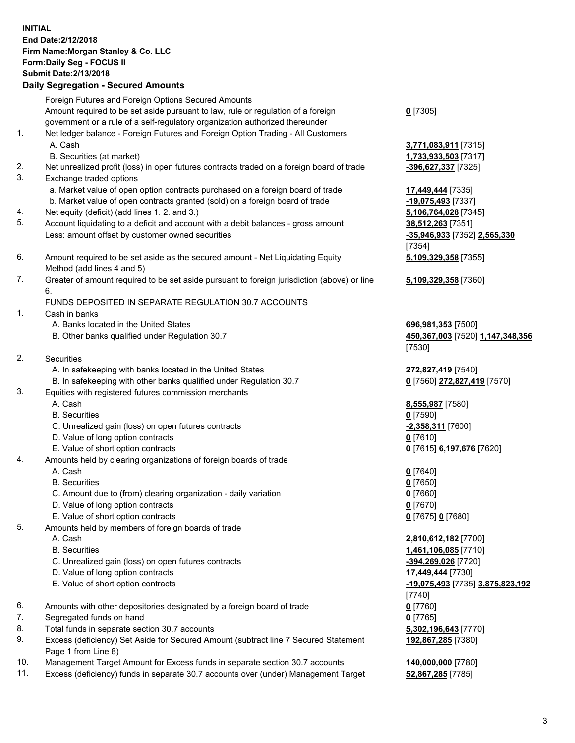**INITIAL**
**End Date:2/12/2018**
**Firm Name:Morgan Stanley & Co. LLC**
**Form:Daily Seg - FOCUS II**
**Submit Date:2/13/2018**
**Daily Segregation - Secured Amounts**

| | | |
|---|---|---|
| | Foreign Futures and Foreign Options Secured Amounts | |
| | Amount required to be set aside pursuant to law, rule or regulation of a foreign government or a rule of a self-regulatory organization authorized thereunder | **0** [7305] |
| 1. | Net ledger balance - Foreign Futures and Foreign Option Trading - All Customers | |
| | A. Cash | **3,771,083,911** [7315] |
| | B. Securities (at market) | **1,733,933,503** [7317] |
| 2. | Net unrealized profit (loss) in open futures contracts traded on a foreign board of trade | **-396,627,337** [7325] |
| 3. | Exchange traded options | |
| | a. Market value of open option contracts purchased on a foreign board of trade | **17,449,444** [7335] |
| | b. Market value of open contracts granted (sold) on a foreign board of trade | **-19,075,493** [7337] |
| 4. | Net equity (deficit) (add lines 1. 2. and 3.) | **5,106,764,028** [7345] |
| 5. | Account liquidating to a deficit and account with a debit balances - gross amount | **38,512,263** [7351] |
| | Less: amount offset by customer owned securities | **-35,946,933** [7352] **2,565,330** [7354] |
| 6. | Amount required to be set aside as the secured amount - Net Liquidating Equity Method (add lines 4 and 5) | **5,109,329,358** [7355] |
| 7. | Greater of amount required to be set aside pursuant to foreign jurisdiction (above) or line 6. | **5,109,329,358** [7360] |
| | FUNDS DEPOSITED IN SEPARATE REGULATION 30.7 ACCOUNTS | |
| 1. | Cash in banks | |
| | A. Banks located in the United States | **696,981,353** [7500] |
| | B. Other banks qualified under Regulation 30.7 | **450,367,003** [7520] **1,147,348,356** [7530] |
| 2. | Securities | |
| | A. In safekeeping with banks located in the United States | **272,827,419** [7540] |
| | B. In safekeeping with other banks qualified under Regulation 30.7 | **0** [7560] **272,827,419** [7570] |
| 3. | Equities with registered futures commission merchants | |
| | A. Cash | **8,555,987** [7580] |
| | B. Securities | **0** [7590] |
| | C. Unrealized gain (loss) on open futures contracts | **-2,358,311** [7600] |
| | D. Value of long option contracts | **0** [7610] |
| | E. Value of short option contracts | **0** [7615] **6,197,676** [7620] |
| 4. | Amounts held by clearing organizations of foreign boards of trade | |
| | A. Cash | **0** [7640] |
| | B. Securities | **0** [7650] |
| | C. Amount due to (from) clearing organization - daily variation | **0** [7660] |
| | D. Value of long option contracts | **0** [7670] |
| | E. Value of short option contracts | **0** [7675] **0** [7680] |
| 5. | Amounts held by members of foreign boards of trade | |
| | A. Cash | **2,810,612,182** [7700] |
| | B. Securities | **1,461,106,085** [7710] |
| | C. Unrealized gain (loss) on open futures contracts | **-394,269,026** [7720] |
| | D. Value of long option contracts | **17,449,444** [7730] |
| | E. Value of short option contracts | **-19,075,493** [7735] **3,875,823,192** [7740] |
| 6. | Amounts with other depositories designated by a foreign board of trade | **0** [7760] |
| 7. | Segregated funds on hand | **0** [7765] |
| 8. | Total funds in separate section 30.7 accounts | **5,302,196,643** [7770] |
| 9. | Excess (deficiency) Set Aside for Secured Amount (subtract line 7 Secured Statement Page 1 from Line 8) | **192,867,285** [7380] |
| 10. | Management Target Amount for Excess funds in separate section 30.7 accounts | **140,000,000** [7780] |
| 11. | Excess (deficiency) funds in separate 30.7 accounts over (under) Management Target | **52,867,285** [7785] |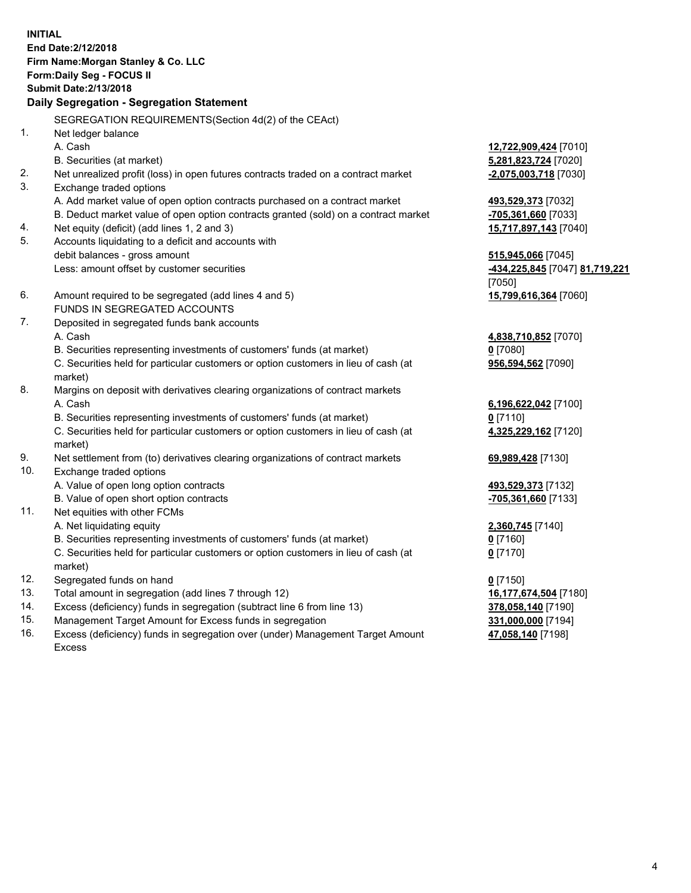**INITIAL**
**End Date:2/12/2018**
**Firm Name:Morgan Stanley & Co. LLC**
**Form:Daily Seg - FOCUS II**
**Submit Date:2/13/2018**

**Daily Segregation - Segregation Statement**

| | | |
|---|---|---|
| | SEGREGATION REQUIREMENTS(Section 4d(2) of the CEAct) | |
| 1. | Net ledger balance | |
| | A. Cash | **12,722,909,424** [7010] |
| | B. Securities (at market) | **5,281,823,724** [7020] |
| 2. | Net unrealized profit (loss) in open futures contracts traded on a contract market | **-2,075,003,718** [7030] |
| 3. | Exchange traded options | |
| | A. Add market value of open option contracts purchased on a contract market | **493,529,373** [7032] |
| | B. Deduct market value of open option contracts granted (sold) on a contract market | **-705,361,660** [7033] |
| 4. | Net equity (deficit) (add lines 1, 2 and 3) | **15,717,897,143** [7040] |
| 5. | Accounts liquidating to a deficit and accounts with debit balances - gross amount | **515,945,066** [7045] |
| | Less: amount offset by customer securities | **-434,225,845** [7047] **81,719,221** [7050] |
| 6. | Amount required to be segregated (add lines 4 and 5) | **15,799,616,364** [7060] |
| | FUNDS IN SEGREGATED ACCOUNTS | |
| 7. | Deposited in segregated funds bank accounts | |
| | A. Cash | **4,838,710,852** [7070] |
| | B. Securities representing investments of customers' funds (at market) | **0** [7080] |
| | C. Securities held for particular customers or option customers in lieu of cash (at market) | **956,594,562** [7090] |
| 8. | Margins on deposit with derivatives clearing organizations of contract markets | |
| | A. Cash | **6,196,622,042** [7100] |
| | B. Securities representing investments of customers' funds (at market) | **0** [7110] |
| | C. Securities held for particular customers or option customers in lieu of cash (at market) | **4,325,229,162** [7120] |
| 9. | Net settlement from (to) derivatives clearing organizations of contract markets | **69,989,428** [7130] |
| 10. | Exchange traded options | |
| | A. Value of open long option contracts | **493,529,373** [7132] |
| | B. Value of open short option contracts | **-705,361,660** [7133] |
| 11. | Net equities with other FCMs | |
| | A. Net liquidating equity | **2,360,745** [7140] |
| | B. Securities representing investments of customers' funds (at market) | **0** [7160] |
| | C. Securities held for particular customers or option customers in lieu of cash (at market) | **0** [7170] |
| 12. | Segregated funds on hand | **0** [7150] |
| 13. | Total amount in segregation (add lines 7 through 12) | **16,177,674,504** [7180] |
| 14. | Excess (deficiency) funds in segregation (subtract line 6 from line 13) | **378,058,140** [7190] |
| 15. | Management Target Amount for Excess funds in segregation | **331,000,000** [7194] |
| 16. | Excess (deficiency) funds in segregation over (under) Management Target Amount Excess | **47,058,140** [7198] |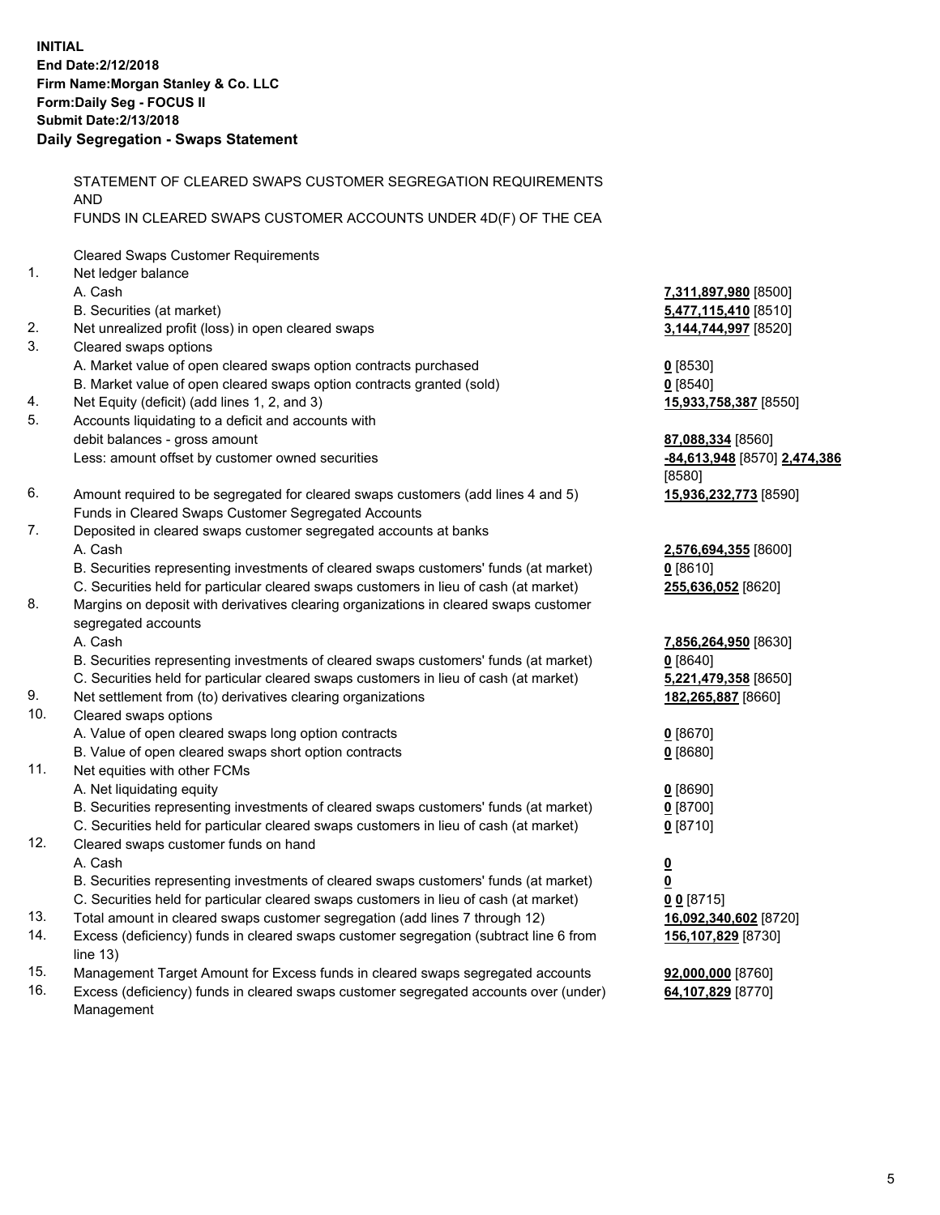**INITIAL**
**End Date:2/12/2018**
**Firm Name:Morgan Stanley & Co. LLC**
**Form:Daily Seg - FOCUS II**
**Submit Date:2/13/2018**
**Daily Segregation - Swaps Statement**

STATEMENT OF CLEARED SWAPS CUSTOMER SEGREGATION REQUIREMENTS AND FUNDS IN CLEARED SWAPS CUSTOMER ACCOUNTS UNDER 4D(F) OF THE CEA

| | | |
|---|---|---|
| | Cleared Swaps Customer Requirements | |
| 1. | Net ledger balance | |
| | A. Cash | **7,311,897,980** [8500] |
| | B. Securities (at market) | **5,477,115,410** [8510] |
| 2. | Net unrealized profit (loss) in open cleared swaps | **3,144,744,997** [8520] |
| 3. | Cleared swaps options | |
| | A. Market value of open cleared swaps option contracts purchased | **0** [8530] |
| | B. Market value of open cleared swaps option contracts granted (sold) | **0** [8540] |
| 4. | Net Equity (deficit) (add lines 1, 2, and 3) | **15,933,758,387** [8550] |
| 5. | Accounts liquidating to a deficit and accounts with debit balances - gross amount | **87,088,334** [8560] |
| | Less: amount offset by customer owned securities | **-84,613,948** [8570] **2,474,386** [8580] |
| 6. | Amount required to be segregated for cleared swaps customers (add lines 4 and 5) | **15,936,232,773** [8590] |
| | Funds in Cleared Swaps Customer Segregated Accounts | |
| 7. | Deposited in cleared swaps customer segregated accounts at banks | |
| | A. Cash | **2,576,694,355** [8600] |
| | B. Securities representing investments of cleared swaps customers' funds (at market) | **0** [8610] |
| | C. Securities held for particular cleared swaps customers in lieu of cash (at market) | **255,636,052** [8620] |
| 8. | Margins on deposit with derivatives clearing organizations in cleared swaps customer segregated accounts | |
| | A. Cash | **7,856,264,950** [8630] |
| | B. Securities representing investments of cleared swaps customers' funds (at market) | **0** [8640] |
| | C. Securities held for particular cleared swaps customers in lieu of cash (at market) | **5,221,479,358** [8650] |
| 9. | Net settlement from (to) derivatives clearing organizations | **182,265,887** [8660] |
| 10. | Cleared swaps options | |
| | A. Value of open cleared swaps long option contracts | **0** [8670] |
| | B. Value of open cleared swaps short option contracts | **0** [8680] |
| 11. | Net equities with other FCMs | |
| | A. Net liquidating equity | **0** [8690] |
| | B. Securities representing investments of cleared swaps customers' funds (at market) | **0** [8700] |
| | C. Securities held for particular cleared swaps customers in lieu of cash (at market) | **0** [8710] |
| 12. | Cleared swaps customer funds on hand | |
| | A. Cash | **0** |
| | B. Securities representing investments of cleared swaps customers' funds (at market) | **0** |
| | C. Securities held for particular cleared swaps customers in lieu of cash (at market) | **0** **0** [8715] |
| 13. | Total amount in cleared swaps customer segregation (add lines 7 through 12) | **16,092,340,602** [8720] |
| 14. | Excess (deficiency) funds in cleared swaps customer segregation (subtract line 6 from line 13) | **156,107,829** [8730] |
| 15. | Management Target Amount for Excess funds in cleared swaps segregated accounts | **92,000,000** [8760] |
| 16. | Excess (deficiency) funds in cleared swaps customer segregated accounts over (under) Management | **64,107,829** [8770] |